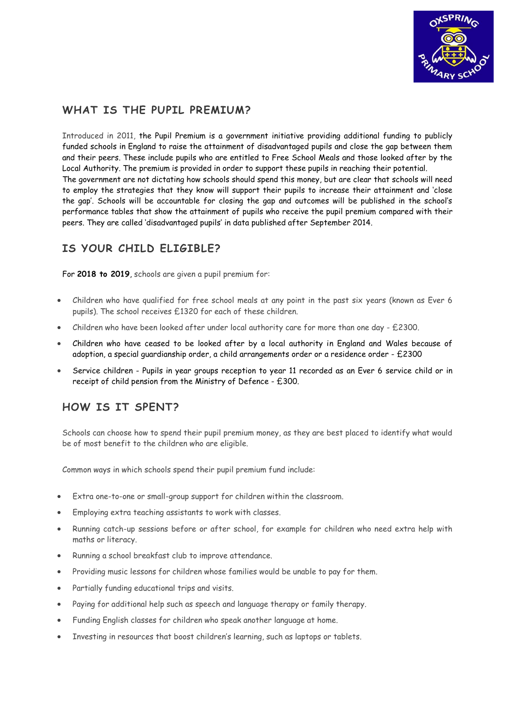## WHAT IS THE PUPIL PREMIUM?

Introduced in 2011, the Pupil Premium is a government initiative providing additional funding to publicly funded schools in England to raise the attainment of disadvantaged pupils and close the gap between them and their peers. These include pupils who are entitled to Free School Meals and those looked after by the Local Authority. The premium is provided in order to support these pupils in reaching their potential.
The government are not dictating how schools should spend this money, but are clear that schools will need to employ the strategies that they know will support their pupils to increase their attainment and 'close the gap'. Schools will be accountable for closing the gap and outcomes will be published in the school's performance tables that show the attainment of pupils who receive the pupil premium compared with their peers. They are called 'disadvantaged pupils' in data published after September 2014.

## IS YOUR CHILD ELIGIBLE?

For **2018 to 2019**, schools are given a pupil premium for:

- Children who have qualified for free school meals at any point in the past six years (known as Ever 6 pupils). The school receives £1320 for each of these children.
- Children who have been looked after under local authority care for more than one day - £2300.
- Children who have ceased to be looked after by a local authority in England and Wales because of adoption, a special guardianship order, a child arrangements order or a residence order - £2300
- Service children - Pupils in year groups reception to year 11 recorded as an Ever 6 service child or in receipt of child pension from the Ministry of Defence - £300.

## HOW IS IT SPENT?

Schools can choose how to spend their pupil premium money, as they are best placed to identify what would be of most benefit to the children who are eligible.

Common ways in which schools spend their pupil premium fund include:

- Extra one-to-one or small-group support for children within the classroom.
- Employing extra teaching assistants to work with classes.
- Running catch-up sessions before or after school, for example for children who need extra help with maths or literacy.
- Running a school breakfast club to improve attendance.
- Providing music lessons for children whose families would be unable to pay for them.
- Partially funding educational trips and visits.
- Paying for additional help such as speech and language therapy or family therapy.
- Funding English classes for children who speak another language at home.
- Investing in resources that boost children's learning, such as laptops or tablets.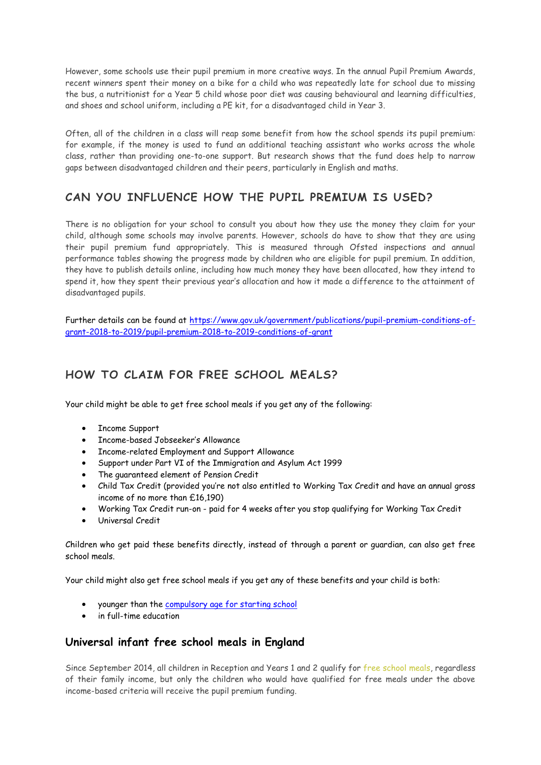However, some schools use their pupil premium in more creative ways. In the annual Pupil Premium Awards, recent winners spent their money on a bike for a child who was repeatedly late for school due to missing the bus, a nutritionist for a Year 5 child whose poor diet was causing behavioural and learning difficulties, and shoes and school uniform, including a PE kit, for a disadvantaged child in Year 3.

Often, all of the children in a class will reap some benefit from how the school spends its pupil premium: for example, if the money is used to fund an additional teaching assistant who works across the whole class, rather than providing one-to-one support. But research shows that the fund does help to narrow gaps between disadvantaged children and their peers, particularly in English and maths.

## CAN YOU INFLUENCE HOW THE PUPIL PREMIUM IS USED?

There is no obligation for your school to consult you about how they use the money they claim for your child, although some schools may involve parents. However, schools do have to show that they are using their pupil premium fund appropriately. This is measured through Ofsted inspections and annual performance tables showing the progress made by children who are eligible for pupil premium. In addition, they have to publish details online, including how much money they have been allocated, how they intend to spend it, how they spent their previous year's allocation and how it made a difference to the attainment of disadvantaged pupils.

Further details can be found at [https://www.gov.uk/government/publications/pupil-premium-conditions-of-grant-2018-to-2019/pupil-premium-2018-to-2019-conditions-of-grant](https://www.gov.uk/government/publications/pupil-premium-conditions-of-grant-2018-to-2019/pupil-premium-2018-to-2019-conditions-of-grant)

## HOW TO CLAIM FOR FREE SCHOOL MEALS?

Your child might be able to get free school meals if you get any of the following:

- Income Support
- Income-based Jobseeker's Allowance
- Income-related Employment and Support Allowance
- Support under Part VI of the Immigration and Asylum Act 1999
- The guaranteed element of Pension Credit
- Child Tax Credit (provided you're not also entitled to Working Tax Credit and have an annual gross income of no more than £16,190)
- Working Tax Credit run-on - paid for 4 weeks after you stop qualifying for Working Tax Credit
- Universal Credit

Children who get paid these benefits directly, instead of through a parent or guardian, can also get free school meals.

Your child might also get free school meals if you get any of these benefits and your child is both:

- younger than the compulsory age for starting school
- in full-time education

### Universal infant free school meals in England

Since September 2014, all children in Reception and Years 1 and 2 qualify for free school meals, regardless of their family income, but only the children who would have qualified for free meals under the above income-based criteria will receive the pupil premium funding.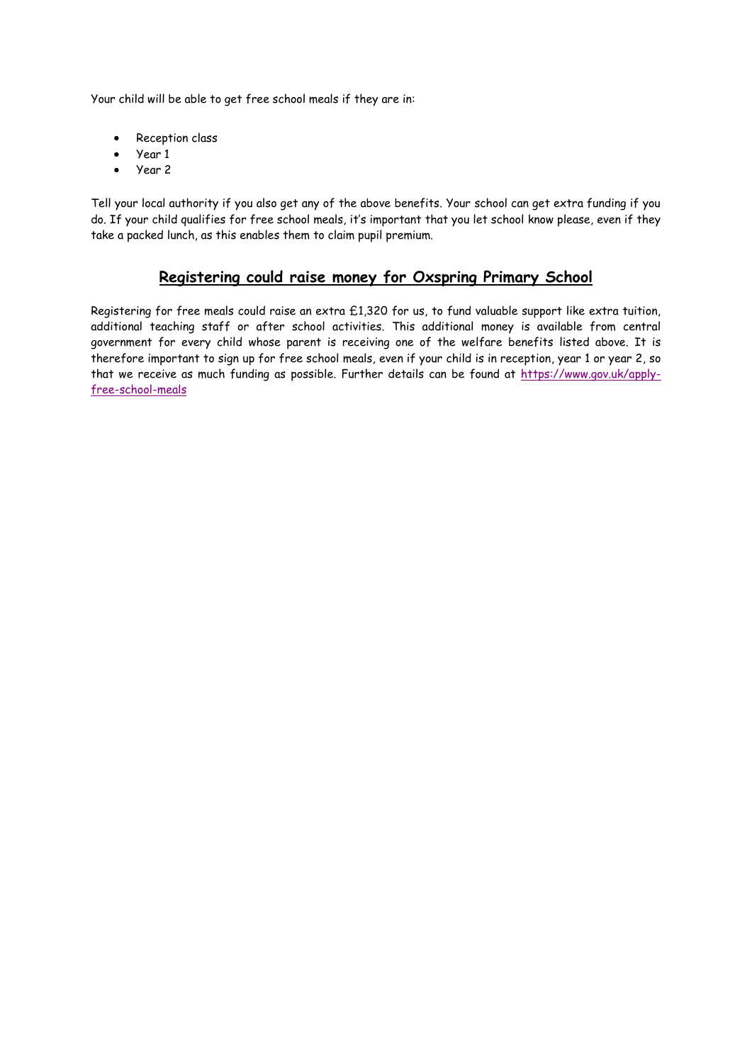Your child will be able to get free school meals if they are in:

- Reception class
- Year 1
- Year 2

Tell your local authority if you also get any of the above benefits. Your school can get extra funding if you do. If your child qualifies for free school meals, it's important that you let school know please, even if they take a packed lunch, as this enables them to claim pupil premium.

## Registering could raise money for Oxspring Primary School

Registering for free meals could raise an extra £1,320 for us, to fund valuable support like extra tuition, additional teaching staff or after school activities. This additional money is available from central government for every child whose parent is receiving one of the welfare benefits listed above. It is therefore important to sign up for free school meals, even if your child is in reception, year 1 or year 2, so that we receive as much funding as possible. Further details can be found at https://www.gov.uk/apply-free-school-meals